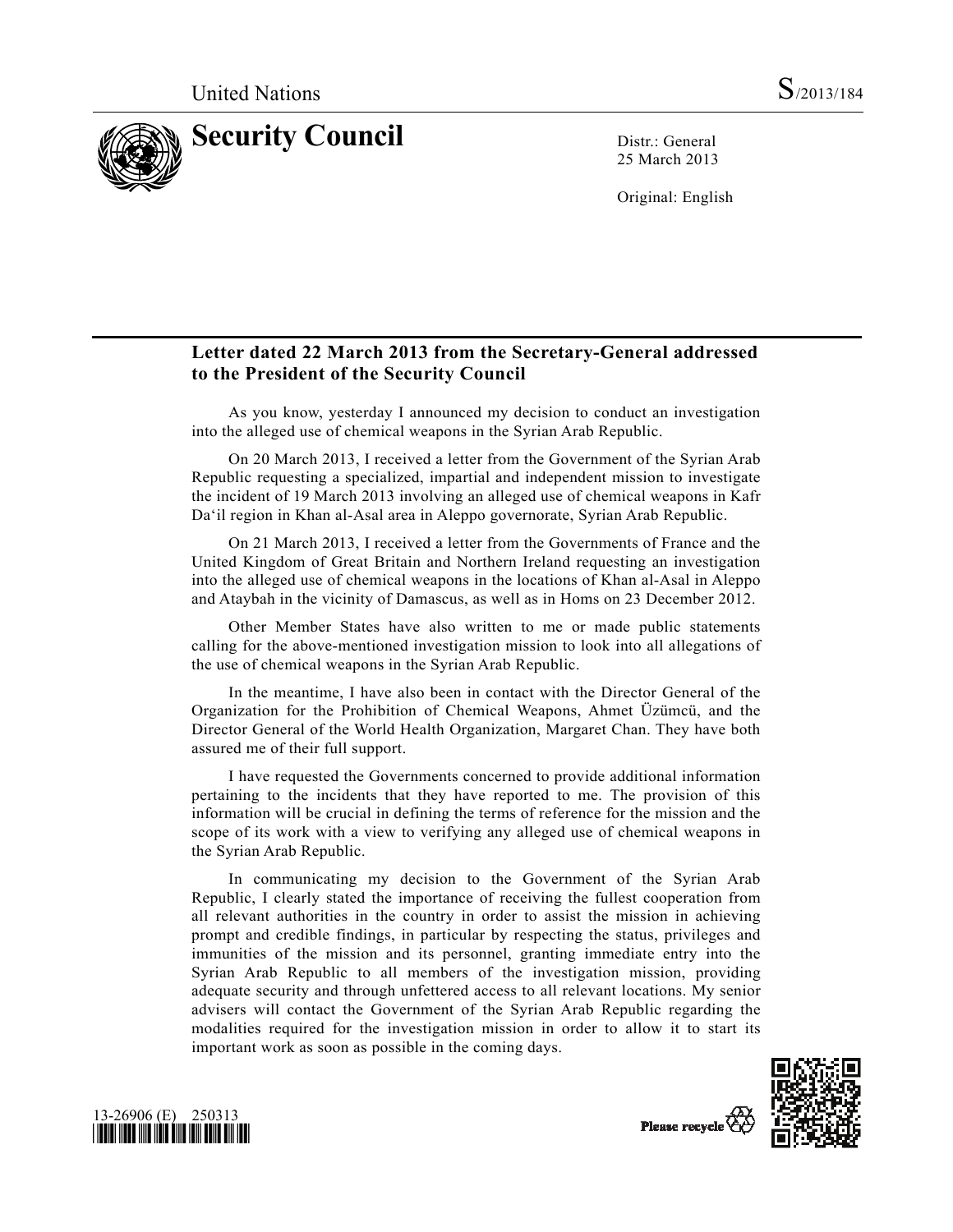United Nations S/2013/184

# Security Council

Distr.: General
25 March 2013

Original: English

## Letter dated 22 March 2013 from the Secretary-General addressed to the President of the Security Council

As you know, yesterday I announced my decision to conduct an investigation into the alleged use of chemical weapons in the Syrian Arab Republic.

On 20 March 2013, I received a letter from the Government of the Syrian Arab Republic requesting a specialized, impartial and independent mission to investigate the incident of 19 March 2013 involving an alleged use of chemical weapons in Kafr Da'il region in Khan al-Asal area in Aleppo governorate, Syrian Arab Republic.

On 21 March 2013, I received a letter from the Governments of France and the United Kingdom of Great Britain and Northern Ireland requesting an investigation into the alleged use of chemical weapons in the locations of Khan al-Asal in Aleppo and Ataybah in the vicinity of Damascus, as well as in Homs on 23 December 2012.

Other Member States have also written to me or made public statements calling for the above-mentioned investigation mission to look into all allegations of the use of chemical weapons in the Syrian Arab Republic.

In the meantime, I have also been in contact with the Director General of the Organization for the Prohibition of Chemical Weapons, Ahmet Üzümcü, and the Director General of the World Health Organization, Margaret Chan. They have both assured me of their full support.

I have requested the Governments concerned to provide additional information pertaining to the incidents that they have reported to me. The provision of this information will be crucial in defining the terms of reference for the mission and the scope of its work with a view to verifying any alleged use of chemical weapons in the Syrian Arab Republic.

In communicating my decision to the Government of the Syrian Arab Republic, I clearly stated the importance of receiving the fullest cooperation from all relevant authorities in the country in order to assist the mission in achieving prompt and credible findings, in particular by respecting the status, privileges and immunities of the mission and its personnel, granting immediate entry into the Syrian Arab Republic to all members of the investigation mission, providing adequate security and through unfettered access to all relevant locations. My senior advisers will contact the Government of the Syrian Arab Republic regarding the modalities required for the investigation mission in order to allow it to start its important work as soon as possible in the coming days.

13-26906 (E) 250313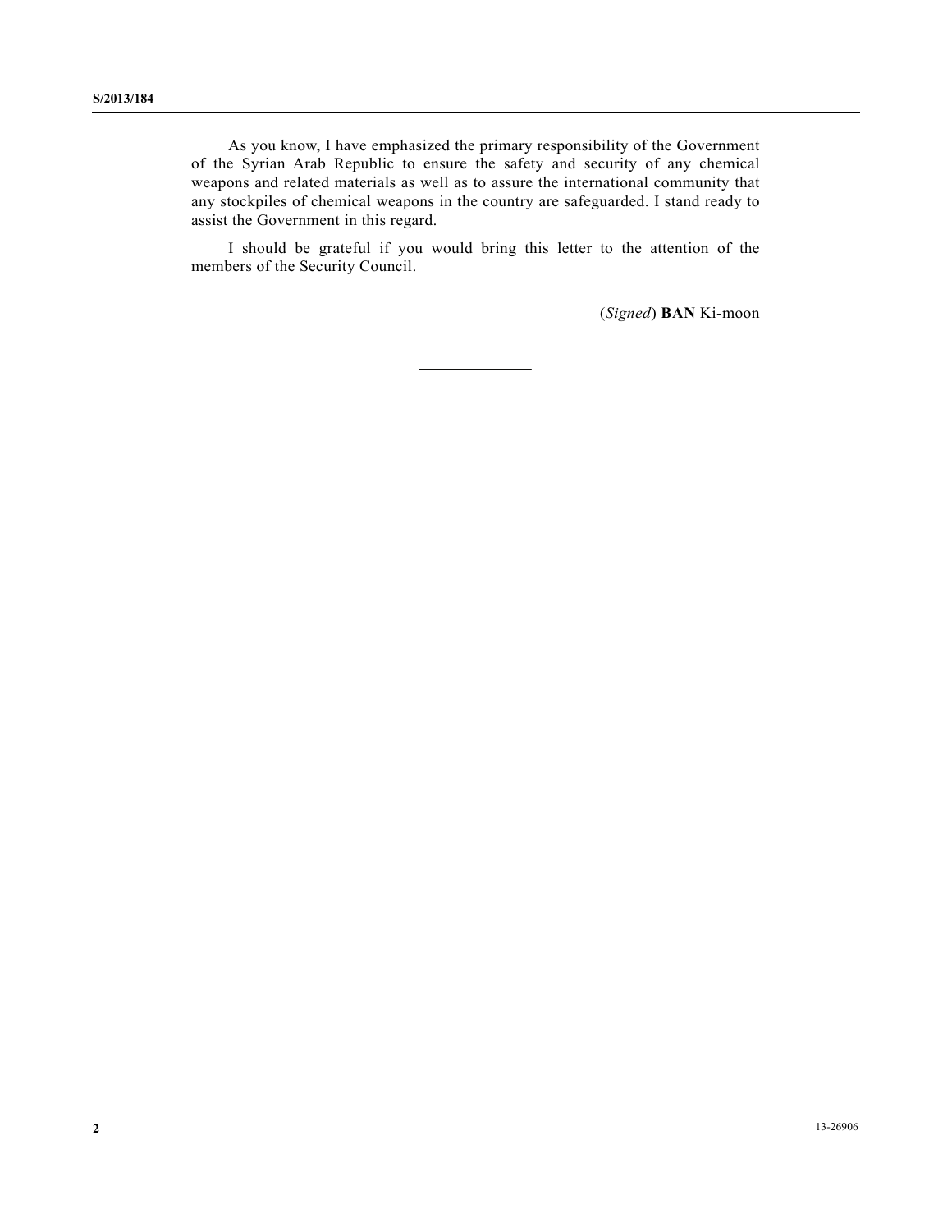As you know, I have emphasized the primary responsibility of the Government of the Syrian Arab Republic to ensure the safety and security of any chemical weapons and related materials as well as to assure the international community that any stockpiles of chemical weapons in the country are safeguarded. I stand ready to assist the Government in this regard.

I should be grateful if you would bring this letter to the attention of the members of the Security Council.

(*Signed*) **BAN** Ki-moon